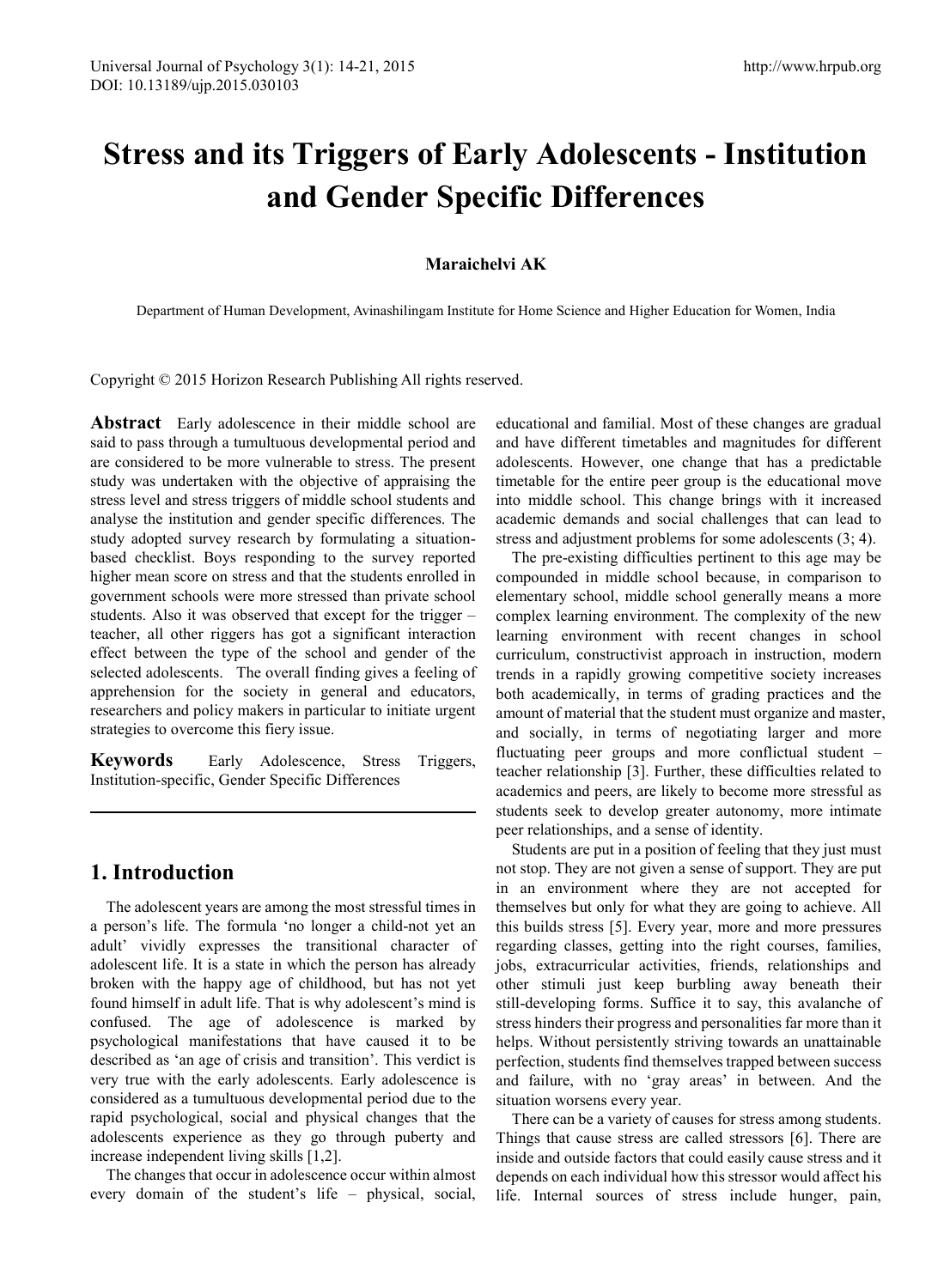# Stress and its Triggers of Early Adolescents - Institution and Gender Specific Differences

**Maraichelvi AK**

Department of Human Development, Avinashilingam Institute for Home Science and Higher Education for Women, India

Copyright © 2015 Horizon Research Publishing All rights reserved.

**Abstract** Early adolescence in their middle school are said to pass through a tumultuous developmental period and are considered to be more vulnerable to stress. The present study was undertaken with the objective of appraising the stress level and stress triggers of middle school students and analyse the institution and gender specific differences. The study adopted survey research by formulating a situation-based checklist. Boys responding to the survey reported higher mean score on stress and that the students enrolled in government schools were more stressed than private school students. Also it was observed that except for the trigger – teacher, all other riggers has got a significant interaction effect between the type of the school and gender of the selected adolescents. The overall finding gives a feeling of apprehension for the society in general and educators, researchers and policy makers in particular to initiate urgent strategies to overcome this fiery issue.

**Keywords** Early Adolescence, Stress Triggers, Institution-specific, Gender Specific Differences

## 1. Introduction

The adolescent years are among the most stressful times in a person's life. The formula 'no longer a child-not yet an adult' vividly expresses the transitional character of adolescent life. It is a state in which the person has already broken with the happy age of childhood, but has not yet found himself in adult life. That is why adolescent's mind is confused. The age of adolescence is marked by psychological manifestations that have caused it to be described as 'an age of crisis and transition'. This verdict is very true with the early adolescents. Early adolescence is considered as a tumultuous developmental period due to the rapid psychological, social and physical changes that the adolescents experience as they go through puberty and increase independent living skills [1,2].

The changes that occur in adolescence occur within almost every domain of the student's life – physical, social, educational and familial. Most of these changes are gradual and have different timetables and magnitudes for different adolescents. However, one change that has a predictable timetable for the entire peer group is the educational move into middle school. This change brings with it increased academic demands and social challenges that can lead to stress and adjustment problems for some adolescents (3; 4).

The pre-existing difficulties pertinent to this age may be compounded in middle school because, in comparison to elementary school, middle school generally means a more complex learning environment. The complexity of the new learning environment with recent changes in school curriculum, constructivist approach in instruction, modern trends in a rapidly growing competitive society increases both academically, in terms of grading practices and the amount of material that the student must organize and master, and socially, in terms of negotiating larger and more fluctuating peer groups and more conflictual student – teacher relationship [3]. Further, these difficulties related to academics and peers, are likely to become more stressful as students seek to develop greater autonomy, more intimate peer relationships, and a sense of identity.

Students are put in a position of feeling that they just must not stop. They are not given a sense of support. They are put in an environment where they are not accepted for themselves but only for what they are going to achieve. All this builds stress [5]. Every year, more and more pressures regarding classes, getting into the right courses, families, jobs, extracurricular activities, friends, relationships and other stimuli just keep burbling away beneath their still-developing forms. Suffice it to say, this avalanche of stress hinders their progress and personalities far more than it helps. Without persistently striving towards an unattainable perfection, students find themselves trapped between success and failure, with no 'gray areas' in between. And the situation worsens every year.

There can be a variety of causes for stress among students. Things that cause stress are called stressors [6]. There are inside and outside factors that could easily cause stress and it depends on each individual how this stressor would affect his life. Internal sources of stress include hunger, pain,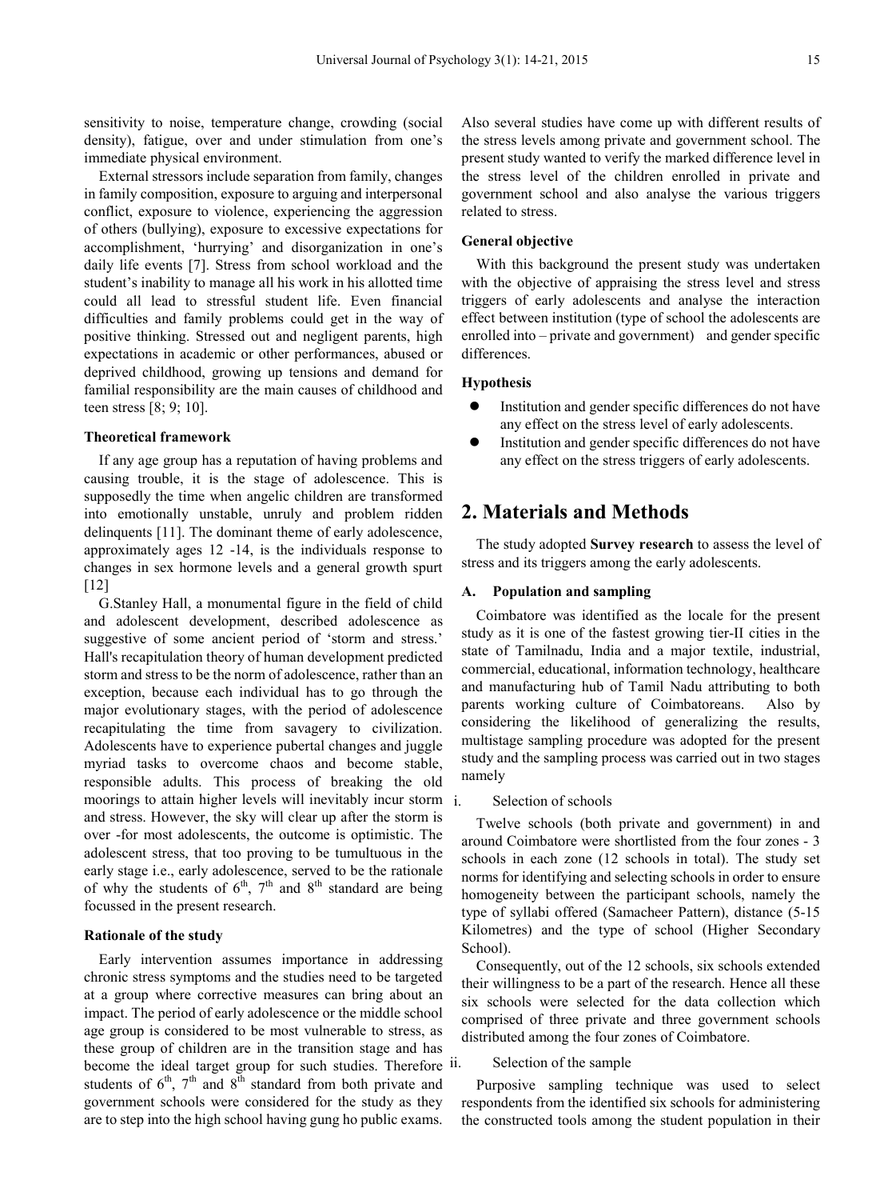sensitivity to noise, temperature change, crowding (social density), fatigue, over and under stimulation from one's immediate physical environment.

External stressors include separation from family, changes in family composition, exposure to arguing and interpersonal conflict, exposure to violence, experiencing the aggression of others (bullying), exposure to excessive expectations for accomplishment, 'hurrying' and disorganization in one's daily life events [7]. Stress from school workload and the student's inability to manage all his work in his allotted time could all lead to stressful student life. Even financial difficulties and family problems could get in the way of positive thinking. Stressed out and negligent parents, high expectations in academic or other performances, abused or deprived childhood, growing up tensions and demand for familial responsibility are the main causes of childhood and teen stress [8; 9; 10].

#### Theoretical framework

If any age group has a reputation of having problems and causing trouble, it is the stage of adolescence. This is supposedly the time when angelic children are transformed into emotionally unstable, unruly and problem ridden delinquents [11]. The dominant theme of early adolescence, approximately ages 12 -14, is the individuals response to changes in sex hormone levels and a general growth spurt [12]

G.Stanley Hall, a monumental figure in the field of child and adolescent development, described adolescence as suggestive of some ancient period of 'storm and stress.' Hall's recapitulation theory of human development predicted storm and stress to be the norm of adolescence, rather than an exception, because each individual has to go through the major evolutionary stages, with the period of adolescence recapitulating the time from savagery to civilization. Adolescents have to experience pubertal changes and juggle myriad tasks to overcome chaos and become stable, responsible adults. This process of breaking the old moorings to attain higher levels will inevitably incur storm and stress. However, the sky will clear up after the storm is over -for most adolescents, the outcome is optimistic. The adolescent stress, that too proving to be tumultuous in the early stage i.e., early adolescence, served to be the rationale of why the students of 6th, 7th and 8th standard are being focussed in the present research.

#### Rationale of the study

Early intervention assumes importance in addressing chronic stress symptoms and the studies need to be targeted at a group where corrective measures can bring about an impact. The period of early adolescence or the middle school age group is considered to be most vulnerable to stress, as these group of children are in the transition stage and has become the ideal target group for such studies. Therefore students of 6th, 7th and 8th standard from both private and government schools were considered for the study as they are to step into the high school having gung ho public exams. Also several studies have come up with different results of the stress levels among private and government school. The present study wanted to verify the marked difference level in the stress level of the children enrolled in private and government school and also analyse the various triggers related to stress.

#### General objective

With this background the present study was undertaken with the objective of appraising the stress level and stress triggers of early adolescents and analyse the interaction effect between institution (type of school the adolescents are enrolled into – private and government) and gender specific differences.

#### Hypothesis

- Institution and gender specific differences do not have any effect on the stress level of early adolescents.
- Institution and gender specific differences do not have any effect on the stress triggers of early adolescents.

## 2. Materials and Methods

The study adopted **Survey research** to assess the level of stress and its triggers among the early adolescents.

#### A. Population and sampling

Coimbatore was identified as the locale for the present study as it is one of the fastest growing tier-II cities in the state of Tamilnadu, India and a major textile, industrial, commercial, educational, information technology, healthcare and manufacturing hub of Tamil Nadu attributing to both parents working culture of Coimbatoreans. Also by considering the likelihood of generalizing the results, multistage sampling procedure was adopted for the present study and the sampling process was carried out in two stages namely

i. Selection of schools

Twelve schools (both private and government) in and around Coimbatore were shortlisted from the four zones - 3 schools in each zone (12 schools in total). The study set norms for identifying and selecting schools in order to ensure homogeneity between the participant schools, namely the type of syllabi offered (Samacheer Pattern), distance (5-15 Kilometres) and the type of school (Higher Secondary School).

Consequently, out of the 12 schools, six schools extended their willingness to be a part of the research. Hence all these six schools were selected for the data collection which comprised of three private and three government schools distributed among the four zones of Coimbatore.

ii. Selection of the sample

Purposive sampling technique was used to select respondents from the identified six schools for administering the constructed tools among the student population in their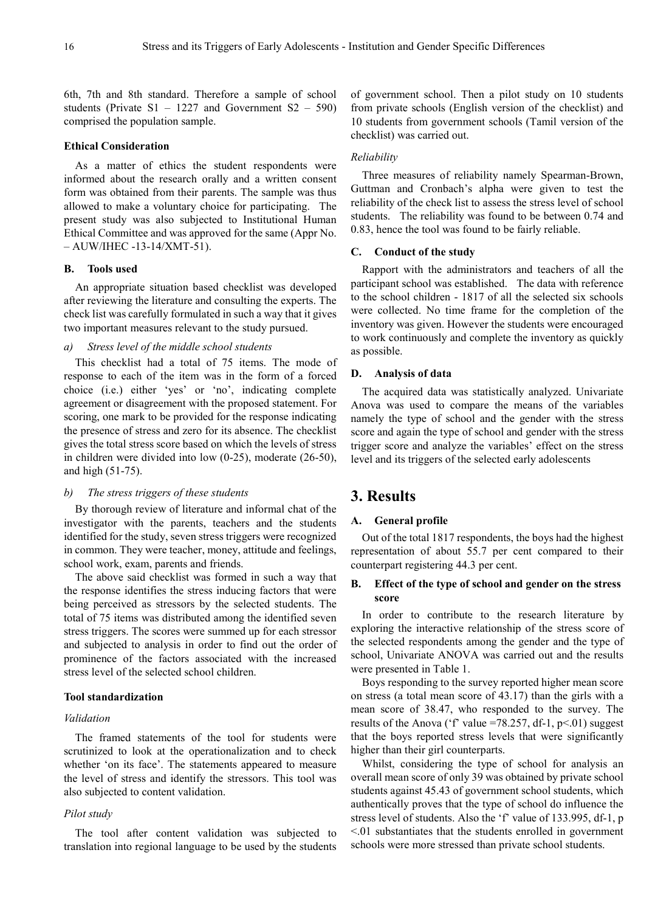6th, 7th and 8th standard. Therefore a sample of school students (Private S1 – 1227 and Government S2 – 590) comprised the population sample.

### Ethical Consideration

As a matter of ethics the student respondents were informed about the research orally and a written consent form was obtained from their parents. The sample was thus allowed to make a voluntary choice for participating. The present study was also subjected to Institutional Human Ethical Committee and was approved for the same (Appr No. – AUW/IHEC -13-14/XMT-51).

### B. Tools used

An appropriate situation based checklist was developed after reviewing the literature and consulting the experts. The check list was carefully formulated in such a way that it gives two important measures relevant to the study pursued.

*a) Stress level of the middle school students*

This checklist had a total of 75 items. The mode of response to each of the item was in the form of a forced choice (i.e.) either 'yes' or 'no', indicating complete agreement or disagreement with the proposed statement. For scoring, one mark to be provided for the response indicating the presence of stress and zero for its absence. The checklist gives the total stress score based on which the levels of stress in children were divided into low (0-25), moderate (26-50), and high (51-75).

*b) The stress triggers of these students*

By thorough review of literature and informal chat of the investigator with the parents, teachers and the students identified for the study, seven stress triggers were recognized in common. They were teacher, money, attitude and feelings, school work, exam, parents and friends.

The above said checklist was formed in such a way that the response identifies the stress inducing factors that were being perceived as stressors by the selected students. The total of 75 items was distributed among the identified seven stress triggers. The scores were summed up for each stressor and subjected to analysis in order to find out the order of prominence of the factors associated with the increased stress level of the selected school children.

### Tool standardization

*Validation*

The framed statements of the tool for students were scrutinized to look at the operationalization and to check whether 'on its face'. The statements appeared to measure the level of stress and identify the stressors. This tool was also subjected to content validation.

*Pilot study*

The tool after content validation was subjected to translation into regional language to be used by the students of government school. Then a pilot study on 10 students from private schools (English version of the checklist) and 10 students from government schools (Tamil version of the checklist) was carried out.

*Reliability*

Three measures of reliability namely Spearman-Brown, Guttman and Cronbach's alpha were given to test the reliability of the check list to assess the stress level of school students. The reliability was found to be between 0.74 and 0.83, hence the tool was found to be fairly reliable.

### C. Conduct of the study

Rapport with the administrators and teachers of all the participant school was established. The data with reference to the school children - 1817 of all the selected six schools were collected. No time frame for the completion of the inventory was given. However the students were encouraged to work continuously and complete the inventory as quickly as possible.

### D. Analysis of data

The acquired data was statistically analyzed. Univariate Anova was used to compare the means of the variables namely the type of school and the gender with the stress score and again the type of school and gender with the stress trigger score and analyze the variables' effect on the stress level and its triggers of the selected early adolescents

## 3. Results

### A. General profile

Out of the total 1817 respondents, the boys had the highest representation of about 55.7 per cent compared to their counterpart registering 44.3 per cent.

### B. Effect of the type of school and gender on the stress score

In order to contribute to the research literature by exploring the interactive relationship of the stress score of the selected respondents among the gender and the type of school, Univariate ANOVA was carried out and the results were presented in Table 1.

Boys responding to the survey reported higher mean score on stress (a total mean score of 43.17) than the girls with a mean score of 38.47, who responded to the survey. The results of the Anova ('f' value =78.257, df-1, $p<.01$) suggest that the boys reported stress levels that were significantly higher than their girl counterparts.

Whilst, considering the type of school for analysis an overall mean score of only 39 was obtained by private school students against 45.43 of government school students, which authentically proves that the type of school do influence the stress level of students. Also the 'f' value of 133.995, df-1, $p<.01$ substantiates that the students enrolled in government schools were more stressed than private school students.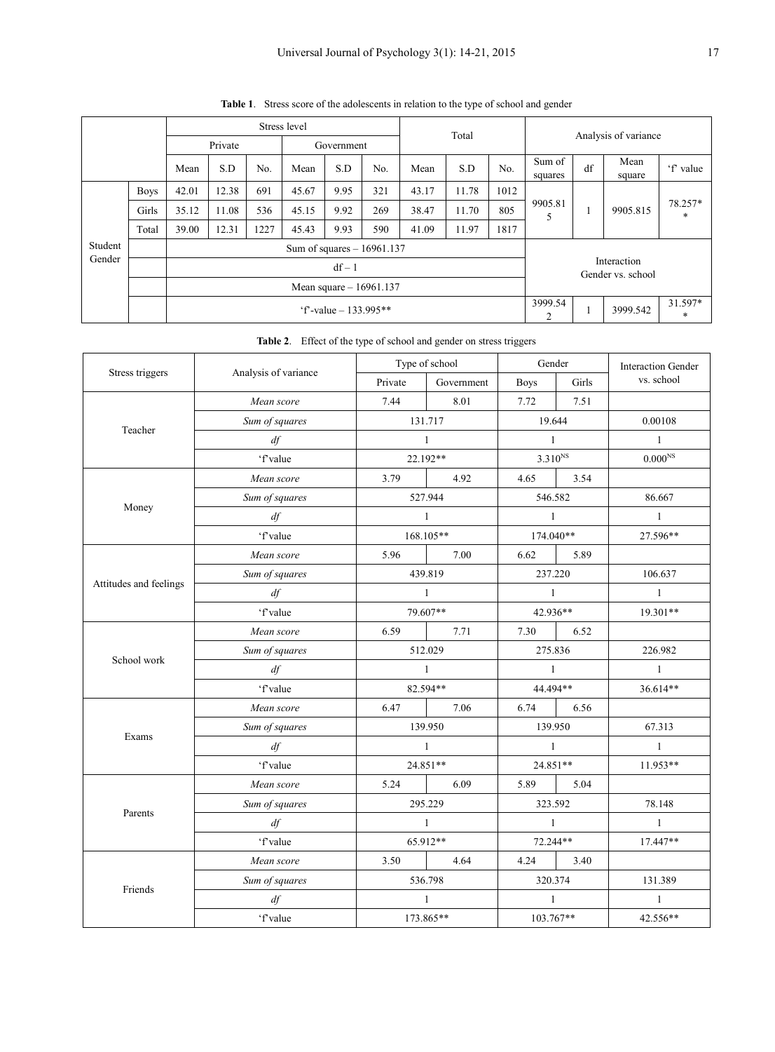**Table 1**. Stress score of the adolescents in relation to the type of school and gender

| | | Stress level | | | | | | Total | | | Analysis of variance | | | |
|---|---|---|---|---|---|---|---|---|---|---|---|---|---|---|
| | | Private | | | Government | | | | | | | | | |
| | | Mean | S.D | No. | Mean | S.D | No. | Mean | S.D | No. | Sum of squares | df | Mean square | 'f' value |
| Student Gender | Boys | 42.01 | 12.38 | 691 | 45.67 | 9.95 | 321 | 43.17 | 11.78 | 1012 | 9905.815 | 1 | 9905.815 | 78.257** |
| | Girls | 35.12 | 11.08 | 536 | 45.15 | 9.92 | 269 | 38.47 | 11.70 | 805 | | | | |
| | Total | 39.00 | 12.31 | 1227 | 45.43 | 9.93 | 590 | 41.09 | 11.97 | 1817 | | | | |
| | | Sum of squares – 16961.137 | | | | | | | | | Interaction Gender vs. school | | | |
| | | df – 1 | | | | | | | | | | | | |
| | | Mean square – 16961.137 | | | | | | | | | | | | |
| | | 'f'-value – 133.995** | | | | | | | | | 3999.542 | 1 | 3999.542 | 31.597** |

**Table 2**. Effect of the type of school and gender on stress triggers

| Stress triggers | Analysis of variance | Type of school | | Gender | | Interaction Gender vs. school |
|---|---|---|---|---|---|---|
| | | Private | Government | Boys | Girls | |
| Teacher | *Mean score* | 7.44 | 8.01 | 7.72 | 7.51 | |
| | *Sum of squares* | 131.717 | | 19.644 | | 0.00108 |
| | *df* | 1 | | 1 | | 1 |
| | 'f'value | 22.192** | | $3.310^{NS}$ | | $0.000^{NS}$ |
| Money | *Mean score* | 3.79 | 4.92 | 4.65 | 3.54 | |
| | *Sum of squares* | 527.944 | | 546.582 | | 86.667 |
| | *df* | 1 | | 1 | | 1 |
| | 'f'value | 168.105** | | 174.040** | | 27.596** |
| Attitudes and feelings | *Mean score* | 5.96 | 7.00 | 6.62 | 5.89 | |
| | *Sum of squares* | 439.819 | | 237.220 | | 106.637 |
| | *df* | 1 | | 1 | | 1 |
| | 'f'value | 79.607** | | 42.936** | | 19.301** |
| School work | *Mean score* | 6.59 | 7.71 | 7.30 | 6.52 | |
| | *Sum of squares* | 512.029 | | 275.836 | | 226.982 |
| | *df* | 1 | | 1 | | 1 |
| | 'f'value | 82.594** | | 44.494** | | 36.614** |
| Exams | *Mean score* | 6.47 | 7.06 | 6.74 | 6.56 | |
| | *Sum of squares* | 139.950 | | 139.950 | | 67.313 |
| | *df* | 1 | | 1 | | 1 |
| | 'f'value | 24.851** | | 24.851** | | 11.953** |
| Parents | *Mean score* | 5.24 | 6.09 | 5.89 | 5.04 | |
| | *Sum of squares* | 295.229 | | 323.592 | | 78.148 |
| | *df* | 1 | | 1 | | 1 |
| | 'f'value | 65.912** | | 72.244** | | 17.447** |
| Friends | *Mean score* | 3.50 | 4.64 | 4.24 | 3.40 | |
| | *Sum of squares* | 536.798 | | 320.374 | | 131.389 |
| | *df* | 1 | | 1 | | 1 |
| | 'f'value | 173.865** | | 103.767** | | 42.556** |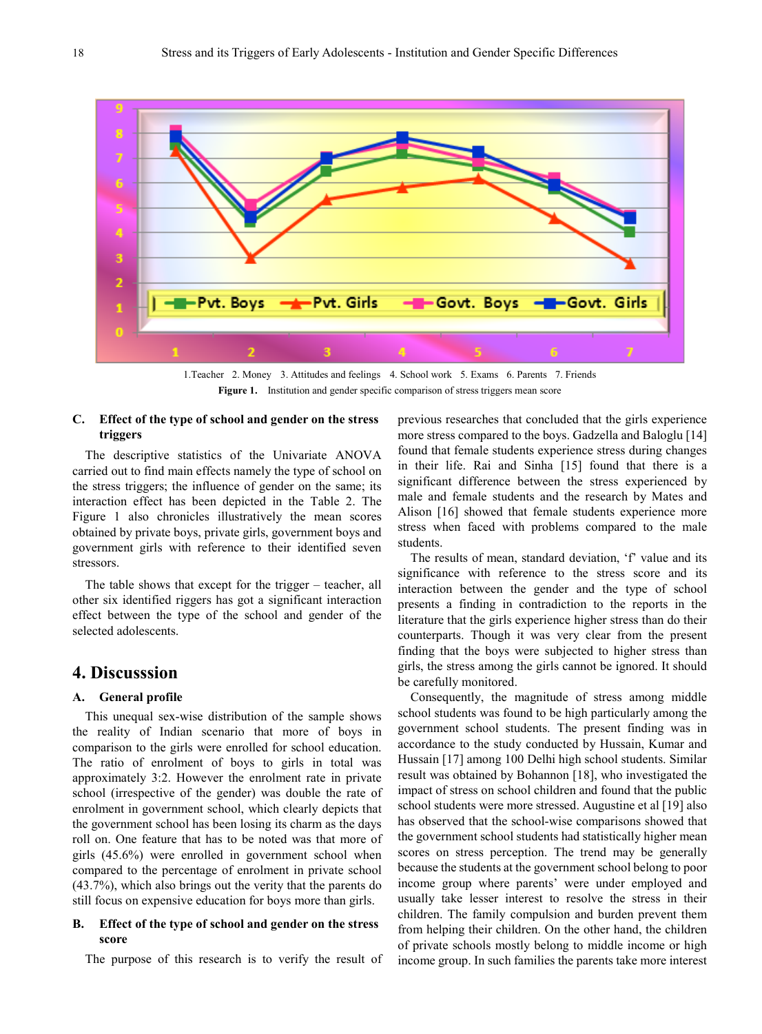1.Teacher 2. Money 3. Attitudes and feelings 4. School work 5. Exams 6. Parents 7. Friends

**Figure 1.** Institution and gender specific comparison of stress triggers mean score

### C. Effect of the type of school and gender on the stress triggers

The descriptive statistics of the Univariate ANOVA carried out to find main effects namely the type of school on the stress triggers; the influence of gender on the same; its interaction effect has been depicted in the Table 2. The Figure 1 also chronicles illustratively the mean scores obtained by private boys, private girls, government boys and government girls with reference to their identified seven stressors.

The table shows that except for the trigger – teacher, all other six identified riggers has got a significant interaction effect between the type of the school and gender of the selected adolescents.

## 4. Discusssion

### A. General profile

This unequal sex-wise distribution of the sample shows the reality of Indian scenario that more of boys in comparison to the girls were enrolled for school education. The ratio of enrolment of boys to girls in total was approximately 3:2. However the enrolment rate in private school (irrespective of the gender) was double the rate of enrolment in government school, which clearly depicts that the government school has been losing its charm as the days roll on. One feature that has to be noted was that more of girls (45.6%) were enrolled in government school when compared to the percentage of enrolment in private school (43.7%), which also brings out the verity that the parents do still focus on expensive education for boys more than girls.

### B. Effect of the type of school and gender on the stress score

The purpose of this research is to verify the result of previous researches that concluded that the girls experience more stress compared to the boys. Gadzella and Baloglu [14] found that female students experience stress during changes in their life. Rai and Sinha [15] found that there is a significant difference between the stress experienced by male and female students and the research by Mates and Alison [16] showed that female students experience more stress when faced with problems compared to the male students.

The results of mean, standard deviation, 'f' value and its significance with reference to the stress score and its interaction between the gender and the type of school presents a finding in contradiction to the reports in the literature that the girls experience higher stress than do their counterparts. Though it was very clear from the present finding that the boys were subjected to higher stress than girls, the stress among the girls cannot be ignored. It should be carefully monitored.

Consequently, the magnitude of stress among middle school students was found to be high particularly among the government school students. The present finding was in accordance to the study conducted by Hussain, Kumar and Hussain [17] among 100 Delhi high school students. Similar result was obtained by Bohannon [18], who investigated the impact of stress on school children and found that the public school students were more stressed. Augustine et al [19] also has observed that the school-wise comparisons showed that the government school students had statistically higher mean scores on stress perception. The trend may be generally because the students at the government school belong to poor income group where parents' were under employed and usually take lesser interest to resolve the stress in their children. The family compulsion and burden prevent them from helping their children. On the other hand, the children of private schools mostly belong to middle income or high income group. In such families the parents take more interest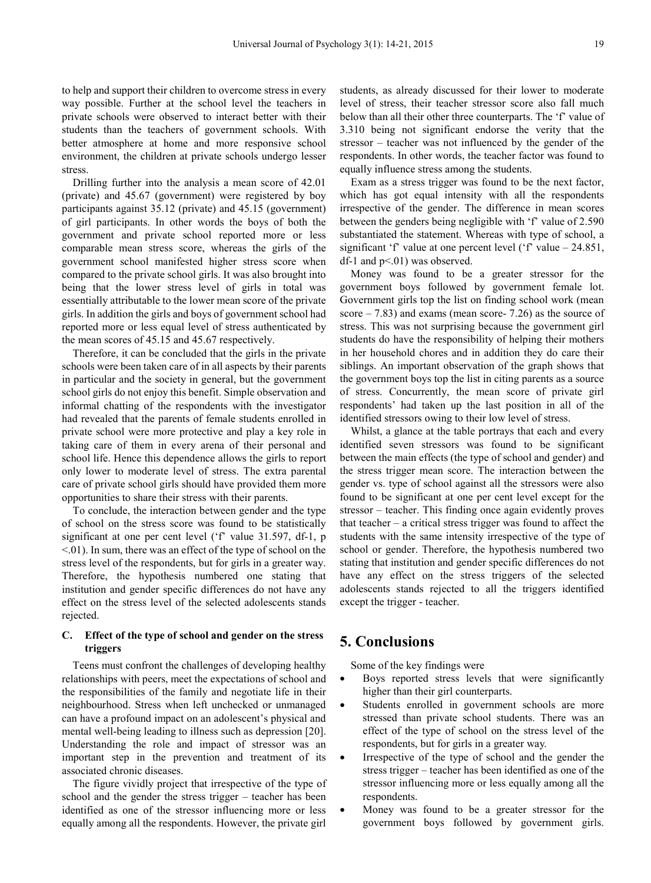to help and support their children to overcome stress in every way possible. Further at the school level the teachers in private schools were observed to interact better with their students than the teachers of government schools. With better atmosphere at home and more responsive school environment, the children at private schools undergo lesser stress.

Drilling further into the analysis a mean score of 42.01 (private) and 45.67 (government) were registered by boy participants against 35.12 (private) and 45.15 (government) of girl participants. In other words the boys of both the government and private school reported more or less comparable mean stress score, whereas the girls of the government school manifested higher stress score when compared to the private school girls. It was also brought into being that the lower stress level of girls in total was essentially attributable to the lower mean score of the private girls. In addition the girls and boys of government school had reported more or less equal level of stress authenticated by the mean scores of 45.15 and 45.67 respectively.

Therefore, it can be concluded that the girls in the private schools were been taken care of in all aspects by their parents in particular and the society in general, but the government school girls do not enjoy this benefit. Simple observation and informal chatting of the respondents with the investigator had revealed that the parents of female students enrolled in private school were more protective and play a key role in taking care of them in every arena of their personal and school life. Hence this dependence allows the girls to report only lower to moderate level of stress. The extra parental care of private school girls should have provided them more opportunities to share their stress with their parents.

To conclude, the interaction between gender and the type of school on the stress score was found to be statistically significant at one per cent level ('f' value 31.597, df-1, $p < .01$). In sum, there was an effect of the type of school on the stress level of the respondents, but for girls in a greater way. Therefore, the hypothesis numbered one stating that institution and gender specific differences do not have any effect on the stress level of the selected adolescents stands rejected.

### C. Effect of the type of school and gender on the stress triggers

Teens must confront the challenges of developing healthy relationships with peers, meet the expectations of school and the responsibilities of the family and negotiate life in their neighbourhood. Stress when left unchecked or unmanaged can have a profound impact on an adolescent's physical and mental well-being leading to illness such as depression [20]. Understanding the role and impact of stressor was an important step in the prevention and treatment of its associated chronic diseases.

The figure vividly project that irrespective of the type of school and the gender the stress trigger – teacher has been identified as one of the stressor influencing more or less equally among all the respondents. However, the private girl students, as already discussed for their lower to moderate level of stress, their teacher stressor score also fall much below than all their other three counterparts. The 'f' value of 3.310 being not significant endorse the verity that the stressor – teacher was not influenced by the gender of the respondents. In other words, the teacher factor was found to equally influence stress among the students.

Exam as a stress trigger was found to be the next factor, which has got equal intensity with all the respondents irrespective of the gender. The difference in mean scores between the genders being negligible with 'f' value of 2.590 substantiated the statement. Whereas with type of school, a significant 'f' value at one percent level ('f' value – 24.851, df-1 and $p<.01$) was observed.

Money was found to be a greater stressor for the government boys followed by government female lot. Government girls top the list on finding school work (mean score – 7.83) and exams (mean score- 7.26) as the source of stress. This was not surprising because the government girl students do have the responsibility of helping their mothers in her household chores and in addition they do care their siblings. An important observation of the graph shows that the government boys top the list in citing parents as a source of stress. Concurrently, the mean score of private girl respondents' had taken up the last position in all of the identified stressors owing to their low level of stress.

Whilst, a glance at the table portrays that each and every identified seven stressors was found to be significant between the main effects (the type of school and gender) and the stress trigger mean score. The interaction between the gender vs. type of school against all the stressors were also found to be significant at one per cent level except for the stressor – teacher. This finding once again evidently proves that teacher – a critical stress trigger was found to affect the students with the same intensity irrespective of the type of school or gender. Therefore, the hypothesis numbered two stating that institution and gender specific differences do not have any effect on the stress triggers of the selected adolescents stands rejected to all the triggers identified except the trigger - teacher.

## 5. Conclusions

Some of the key findings were

- Boys reported stress levels that were significantly higher than their girl counterparts.
- Students enrolled in government schools are more stressed than private school students. There was an effect of the type of school on the stress level of the respondents, but for girls in a greater way.
- Irrespective of the type of school and the gender the stress trigger – teacher has been identified as one of the stressor influencing more or less equally among all the respondents.
- Money was found to be a greater stressor for the government boys followed by government girls.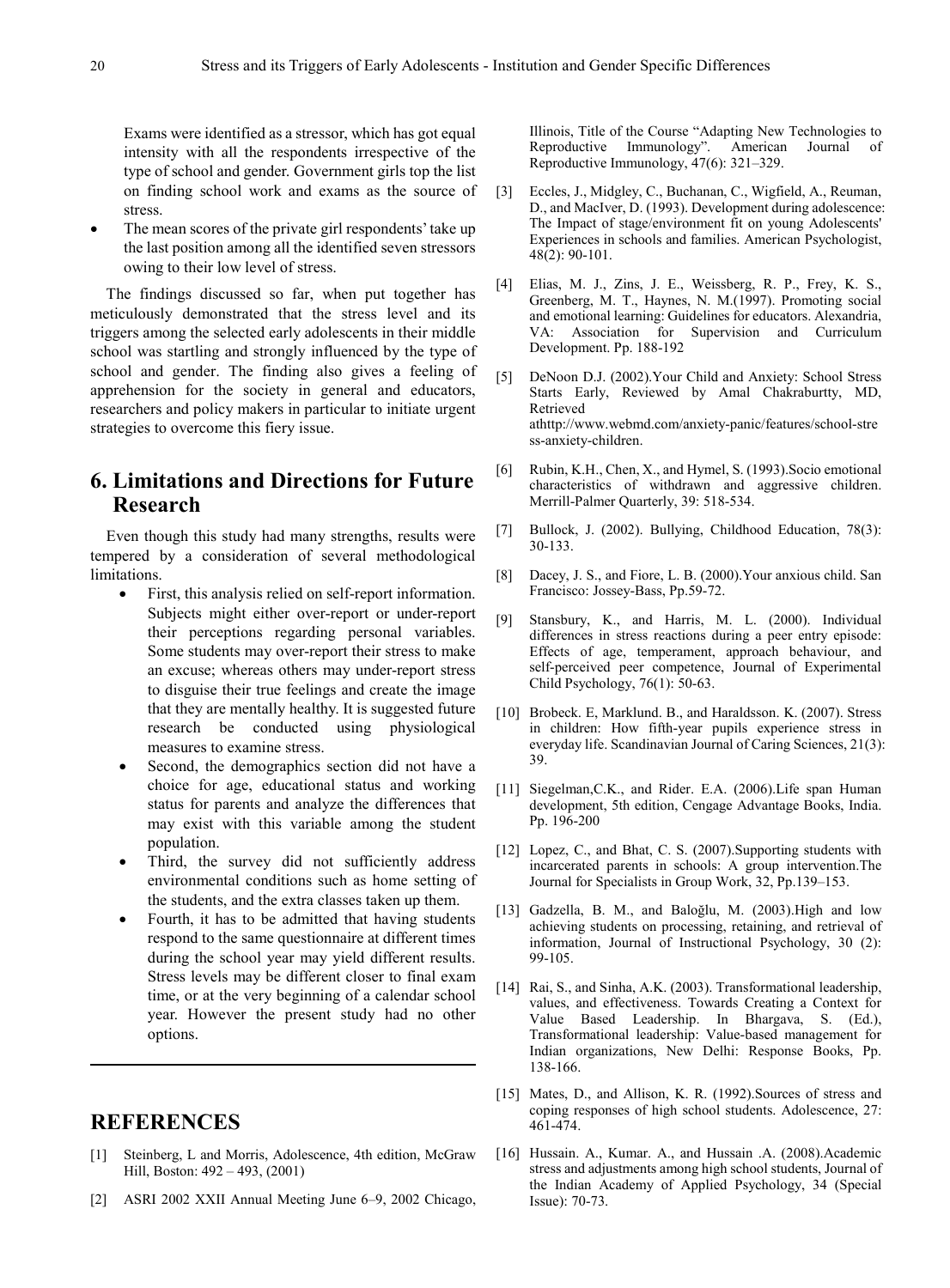Exams were identified as a stressor, which has got equal intensity with all the respondents irrespective of the type of school and gender. Government girls top the list on finding school work and exams as the source of stress.

- The mean scores of the private girl respondents' take up the last position among all the identified seven stressors owing to their low level of stress.

The findings discussed so far, when put together has meticulously demonstrated that the stress level and its triggers among the selected early adolescents in their middle school was startling and strongly influenced by the type of school and gender. The finding also gives a feeling of apprehension for the society in general and educators, researchers and policy makers in particular to initiate urgent strategies to overcome this fiery issue.

## 6. Limitations and Directions for Future Research

Even though this study had many strengths, results were tempered by a consideration of several methodological limitations.

- First, this analysis relied on self-report information. Subjects might either over-report or under-report their perceptions regarding personal variables. Some students may over-report their stress to make an excuse; whereas others may under-report stress to disguise their true feelings and create the image that they are mentally healthy. It is suggested future research be conducted using physiological measures to examine stress.
- Second, the demographics section did not have a choice for age, educational status and working status for parents and analyze the differences that may exist with this variable among the student population.
- Third, the survey did not sufficiently address environmental conditions such as home setting of the students, and the extra classes taken up them.
- Fourth, it has to be admitted that having students respond to the same questionnaire at different times during the school year may yield different results. Stress levels may be different closer to final exam time, or at the very beginning of a calendar school year. However the present study had no other options.

## REFERENCES

[1] Steinberg, L and Morris, Adolescence, 4th edition, McGraw Hill, Boston: 492 – 493, (2001)

[2] ASRI 2002 XXII Annual Meeting June 6–9, 2002 Chicago, Illinois, Title of the Course "Adapting New Technologies to Reproductive Immunology". American Journal of Reproductive Immunology, 47(6): 321–329.

[3] Eccles, J., Midgley, C., Buchanan, C., Wigfield, A., Reuman, D., and MacIver, D. (1993). Development during adolescence: The Impact of stage/environment fit on young Adolescents' Experiences in schools and families. American Psychologist, 48(2): 90-101.

[4] Elias, M. J., Zins, J. E., Weissberg, R. P., Frey, K. S., Greenberg, M. T., Haynes, N. M.(1997). Promoting social and emotional learning: Guidelines for educators. Alexandria, VA: Association for Supervision and Curriculum Development. Pp. 188-192

[5] DeNoon D.J. (2002).Your Child and Anxiety: School Stress Starts Early, Reviewed by Amal Chakraburtty, MD, Retrieved athttp://www.webmd.com/anxiety-panic/features/school-stress-anxiety-children.

[6] Rubin, K.H., Chen, X., and Hymel, S. (1993).Socio emotional characteristics of withdrawn and aggressive children. Merrill-Palmer Quarterly, 39: 518-534.

[7] Bullock, J. (2002). Bullying, Childhood Education, 78(3): 30-133.

[8] Dacey, J. S., and Fiore, L. B. (2000).Your anxious child. San Francisco: Jossey-Bass, Pp.59-72.

[9] Stansbury, K., and Harris, M. L. (2000). Individual differences in stress reactions during a peer entry episode: Effects of age, temperament, approach behaviour, and self-perceived peer competence, Journal of Experimental Child Psychology, 76(1): 50-63.

[10] Brobeck. E, Marklund. B., and Haraldsson. K. (2007). Stress in children: How fifth-year pupils experience stress in everyday life. Scandinavian Journal of Caring Sciences, 21(3): 39.

[11] Siegelman,C.K., and Rider. E.A. (2006).Life span Human development, 5th edition, Cengage Advantage Books, India. Pp. 196-200

[12] Lopez, C., and Bhat, C. S. (2007).Supporting students with incarcerated parents in schools: A group intervention.The Journal for Specialists in Group Work, 32, Pp.139–153.

[13] Gadzella, B. M., and Baloğlu, M. (2003).High and low achieving students on processing, retaining, and retrieval of information, Journal of Instructional Psychology, 30 (2): 99-105.

[14] Rai, S., and Sinha, A.K. (2003). Transformational leadership, values, and effectiveness. Towards Creating a Context for Value Based Leadership. In Bhargava, S. (Ed.), Transformational leadership: Value-based management for Indian organizations, New Delhi: Response Books, Pp. 138-166.

[15] Mates, D., and Allison, K. R. (1992).Sources of stress and coping responses of high school students. Adolescence, 27: 461-474.

[16] Hussain. A., Kumar. A., and Hussain .A. (2008).Academic stress and adjustments among high school students, Journal of the Indian Academy of Applied Psychology, 34 (Special Issue): 70-73.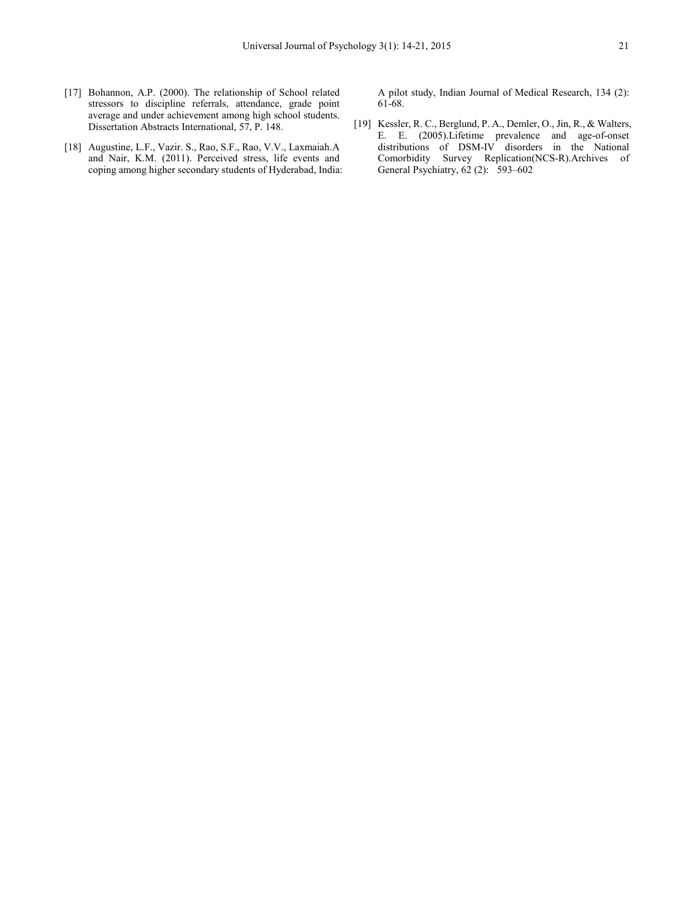[17] Bohannon, A.P. (2000). The relationship of School related stressors to discipline referrals, attendance, grade point average and under achievement among high school students. Dissertation Abstracts International, 57, P. 148.

[18] Augustine, L.F., Vazir. S., Rao, S.F., Rao, V.V., Laxmaiah.A and Nair, K.M. (2011). Perceived stress, life events and coping among higher secondary students of Hyderabad, India: A pilot study, Indian Journal of Medical Research, 134 (2): 61-68.

[19] Kessler, R. C., Berglund, P. A., Demler, O., Jin, R., & Walters, E. E. (2005).Lifetime prevalence and age-of-onset distributions of DSM-IV disorders in the National Comorbidity Survey Replication(NCS-R).Archives of General Psychiatry, 62 (2): 593–602